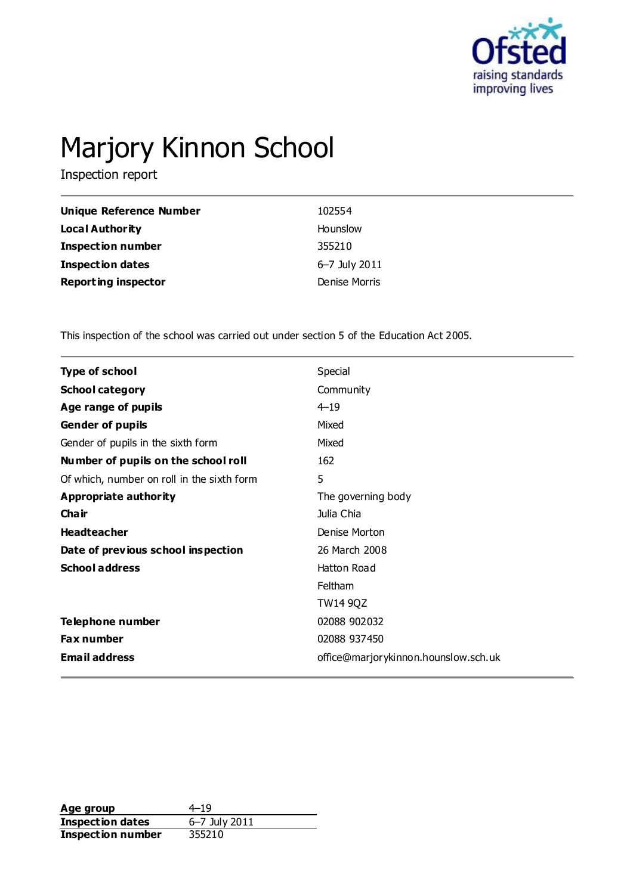# Marjory Kinnon School

Inspection report

| | |
|---|---|
| **Unique Reference Number** | 102554 |
| **Local Authority** | Hounslow |
| **Inspection number** | 355210 |
| **Inspection dates** | 6–7 July 2011 |
| **Reporting inspector** | Denise Morris |

This inspection of the school was carried out under section 5 of the Education Act 2005.

| | |
|---|---|
| **Type of school** | Special |
| **School category** | Community |
| **Age range of pupils** | 4–19 |
| **Gender of pupils** | Mixed |
| Gender of pupils in the sixth form | Mixed |
| **Number of pupils on the school roll** | 162 |
| Of which, number on roll in the sixth form | 5 |
| **Appropriate authority** | The governing body |
| **Chair** | Julia Chia |
| **Headteacher** | Denise Morton |
| **Date of previous school inspection** | 26 March 2008 |
| **School address** | Hatton Road<br>Feltham<br>TW14 9QZ |
| **Telephone number** | 02088 902032 |
| **Fax number** | 02088 937450 |
| **Email address** | office@marjorykinnon.hounslow.sch.uk |

| | |
|---|---|
| **Age group** | 4–19 |
| **Inspection dates** | 6–7 July 2011 |
| **Inspection number** | 355210 |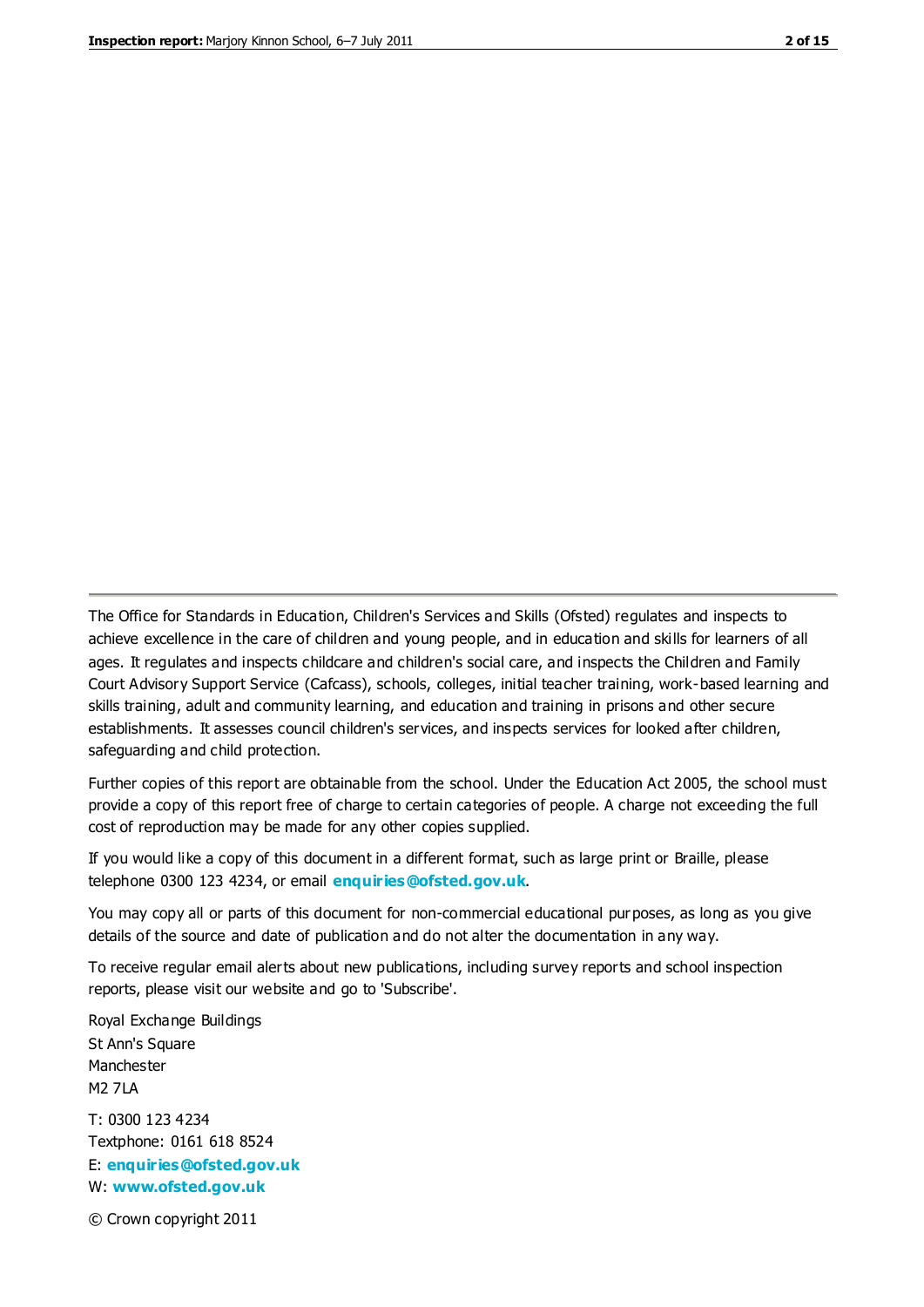The Office for Standards in Education, Children's Services and Skills (Ofsted) regulates and inspects to achieve excellence in the care of children and young people, and in education and skills for learners of all ages. It regulates and inspects childcare and children's social care, and inspects the Children and Family Court Advisory Support Service (Cafcass), schools, colleges, initial teacher training, work-based learning and skills training, adult and community learning, and education and training in prisons and other secure establishments. It assesses council children's services, and inspects services for looked after children, safeguarding and child protection.

Further copies of this report are obtainable from the school. Under the Education Act 2005, the school must provide a copy of this report free of charge to certain categories of people. A charge not exceeding the full cost of reproduction may be made for any other copies supplied.

If you would like a copy of this document in a different format, such as large print or Braille, please telephone 0300 123 4234, or email **enquiries@ofsted.gov.uk**.

You may copy all or parts of this document for non-commercial educational purposes, as long as you give details of the source and date of publication and do not alter the documentation in any way.

To receive regular email alerts about new publications, including survey reports and school inspection reports, please visit our website and go to 'Subscribe'.

Royal Exchange Buildings
St Ann's Square
Manchester
M2 7LA

T: 0300 123 4234
Textphone: 0161 618 8524
E: **enquiries@ofsted.gov.uk**
W: **www.ofsted.gov.uk**

© Crown copyright 2011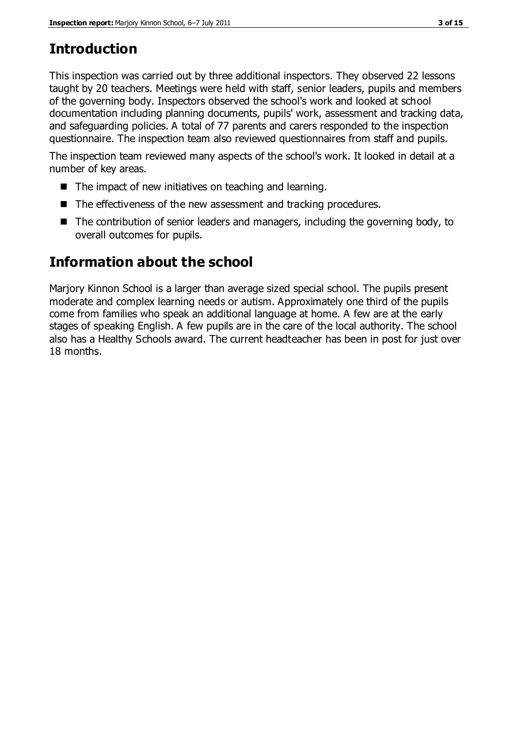# Introduction

This inspection was carried out by three additional inspectors. They observed 22 lessons taught by 20 teachers. Meetings were held with staff, senior leaders, pupils and members of the governing body. Inspectors observed the school's work and looked at school documentation including planning documents, pupils' work, assessment and tracking data, and safeguarding policies. A total of 77 parents and carers responded to the inspection questionnaire. The inspection team also reviewed questionnaires from staff and pupils.

The inspection team reviewed many aspects of the school's work. It looked in detail at a number of key areas.

- The impact of new initiatives on teaching and learning.
- The effectiveness of the new assessment and tracking procedures.
- The contribution of senior leaders and managers, including the governing body, to overall outcomes for pupils.

# Information about the school

Marjory Kinnon School is a larger than average sized special school. The pupils present moderate and complex learning needs or autism. Approximately one third of the pupils come from families who speak an additional language at home. A few are at the early stages of speaking English. A few pupils are in the care of the local authority. The school also has a Healthy Schools award. The current headteacher has been in post for just over 18 months.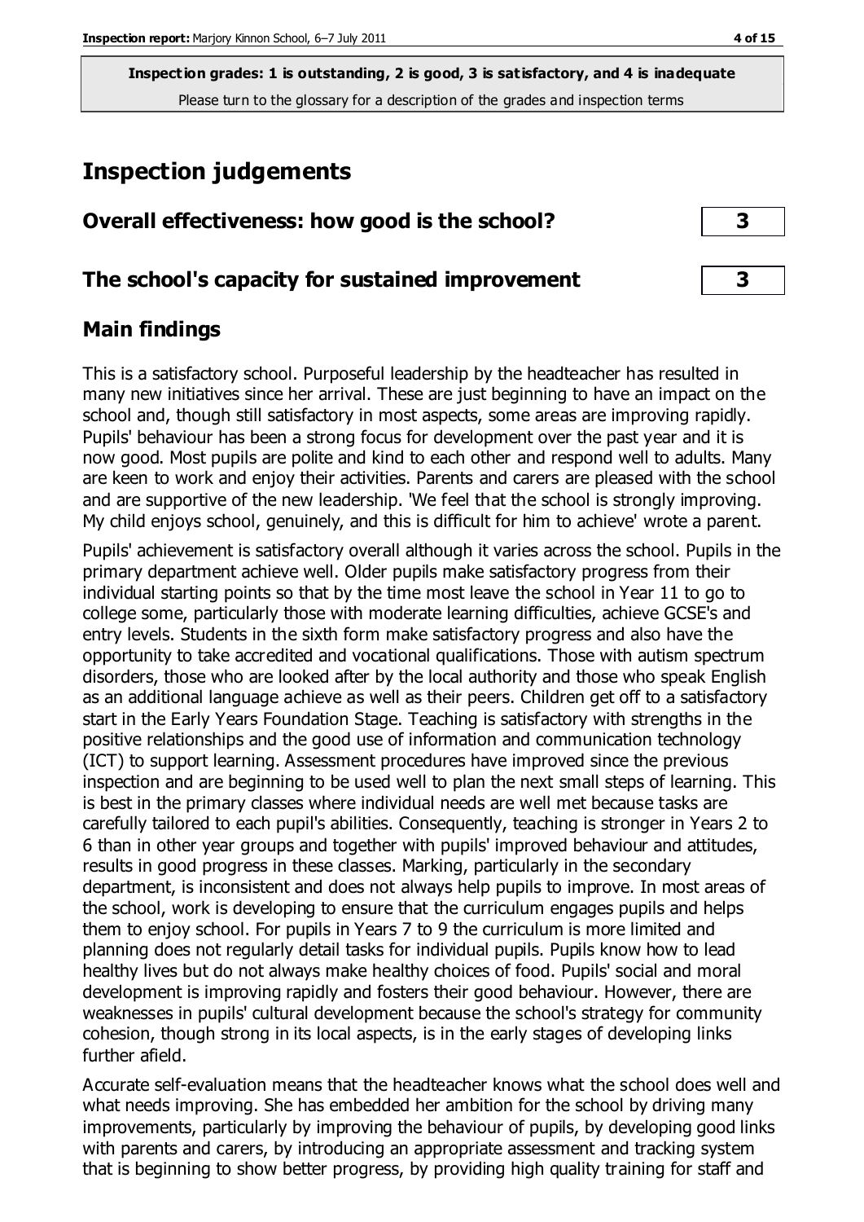**Inspection grades: 1 is outstanding, 2 is good, 3 is satisfactory, and 4 is inadequate**
Please turn to the glossary for a description of the grades and inspection terms

# Inspection judgements

## Overall effectiveness: how good is the school? — 3

## The school's capacity for sustained improvement — 3

## Main findings

This is a satisfactory school. Purposeful leadership by the headteacher has resulted in many new initiatives since her arrival. These are just beginning to have an impact on the school and, though still satisfactory in most aspects, some areas are improving rapidly. Pupils' behaviour has been a strong focus for development over the past year and it is now good. Most pupils are polite and kind to each other and respond well to adults. Many are keen to work and enjoy their activities. Parents and carers are pleased with the school and are supportive of the new leadership. 'We feel that the school is strongly improving. My child enjoys school, genuinely, and this is difficult for him to achieve' wrote a parent.

Pupils' achievement is satisfactory overall although it varies across the school. Pupils in the primary department achieve well. Older pupils make satisfactory progress from their individual starting points so that by the time most leave the school in Year 11 to go to college some, particularly those with moderate learning difficulties, achieve GCSE's and entry levels. Students in the sixth form make satisfactory progress and also have the opportunity to take accredited and vocational qualifications. Those with autism spectrum disorders, those who are looked after by the local authority and those who speak English as an additional language achieve as well as their peers. Children get off to a satisfactory start in the Early Years Foundation Stage. Teaching is satisfactory with strengths in the positive relationships and the good use of information and communication technology (ICT) to support learning. Assessment procedures have improved since the previous inspection and are beginning to be used well to plan the next small steps of learning. This is best in the primary classes where individual needs are well met because tasks are carefully tailored to each pupil's abilities. Consequently, teaching is stronger in Years 2 to 6 than in other year groups and together with pupils' improved behaviour and attitudes, results in good progress in these classes. Marking, particularly in the secondary department, is inconsistent and does not always help pupils to improve. In most areas of the school, work is developing to ensure that the curriculum engages pupils and helps them to enjoy school. For pupils in Years 7 to 9 the curriculum is more limited and planning does not regularly detail tasks for individual pupils. Pupils know how to lead healthy lives but do not always make healthy choices of food. Pupils' social and moral development is improving rapidly and fosters their good behaviour. However, there are weaknesses in pupils' cultural development because the school's strategy for community cohesion, though strong in its local aspects, is in the early stages of developing links further afield.

Accurate self-evaluation means that the headteacher knows what the school does well and what needs improving. She has embedded her ambition for the school by driving many improvements, particularly by improving the behaviour of pupils, by developing good links with parents and carers, by introducing an appropriate assessment and tracking system that is beginning to show better progress, by providing high quality training for staff and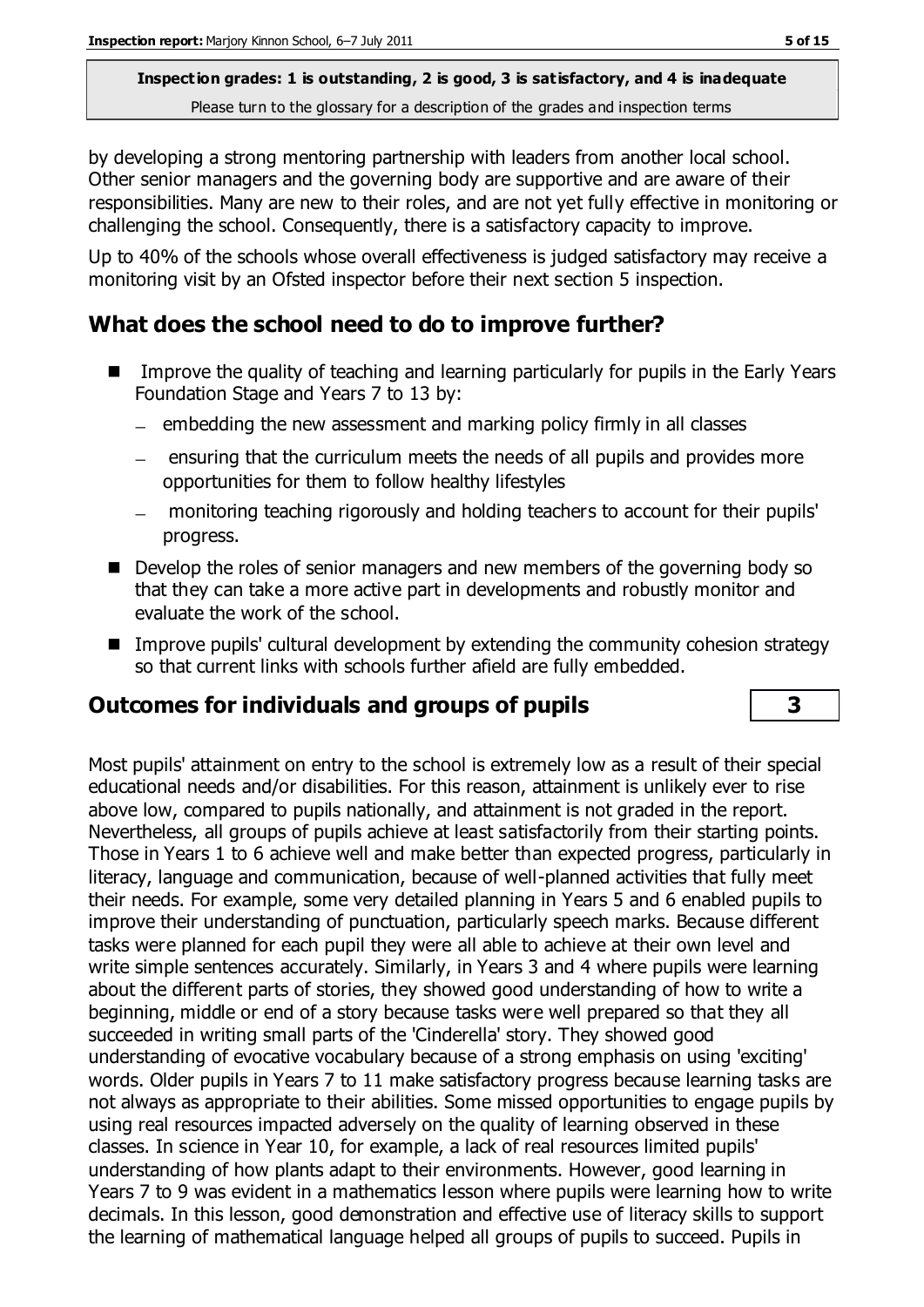by developing a strong mentoring partnership with leaders from another local school. Other senior managers and the governing body are supportive and are aware of their responsibilities. Many are new to their roles, and are not yet fully effective in monitoring or challenging the school. Consequently, there is a satisfactory capacity to improve.

Up to 40% of the schools whose overall effectiveness is judged satisfactory may receive a monitoring visit by an Ofsted inspector before their next section 5 inspection.

## What does the school need to do to improve further?

- Improve the quality of teaching and learning particularly for pupils in the Early Years Foundation Stage and Years 7 to 13 by:
  - embedding the new assessment and marking policy firmly in all classes
  - ensuring that the curriculum meets the needs of all pupils and provides more opportunities for them to follow healthy lifestyles
  - monitoring teaching rigorously and holding teachers to account for their pupils' progress.
- Develop the roles of senior managers and new members of the governing body so that they can take a more active part in developments and robustly monitor and evaluate the work of the school.
- Improve pupils' cultural development by extending the community cohesion strategy so that current links with schools further afield are fully embedded.

## Outcomes for individuals and groups of pupils — 3

Most pupils' attainment on entry to the school is extremely low as a result of their special educational needs and/or disabilities. For this reason, attainment is unlikely ever to rise above low, compared to pupils nationally, and attainment is not graded in the report. Nevertheless, all groups of pupils achieve at least satisfactorily from their starting points. Those in Years 1 to 6 achieve well and make better than expected progress, particularly in literacy, language and communication, because of well-planned activities that fully meet their needs. For example, some very detailed planning in Years 5 and 6 enabled pupils to improve their understanding of punctuation, particularly speech marks. Because different tasks were planned for each pupil they were all able to achieve at their own level and write simple sentences accurately. Similarly, in Years 3 and 4 where pupils were learning about the different parts of stories, they showed good understanding of how to write a beginning, middle or end of a story because tasks were well prepared so that they all succeeded in writing small parts of the 'Cinderella' story. They showed good understanding of evocative vocabulary because of a strong emphasis on using 'exciting' words. Older pupils in Years 7 to 11 make satisfactory progress because learning tasks are not always as appropriate to their abilities. Some missed opportunities to engage pupils by using real resources impacted adversely on the quality of learning observed in these classes. In science in Year 10, for example, a lack of real resources limited pupils' understanding of how plants adapt to their environments. However, good learning in Years 7 to 9 was evident in a mathematics lesson where pupils were learning how to write decimals. In this lesson, good demonstration and effective use of literacy skills to support the learning of mathematical language helped all groups of pupils to succeed. Pupils in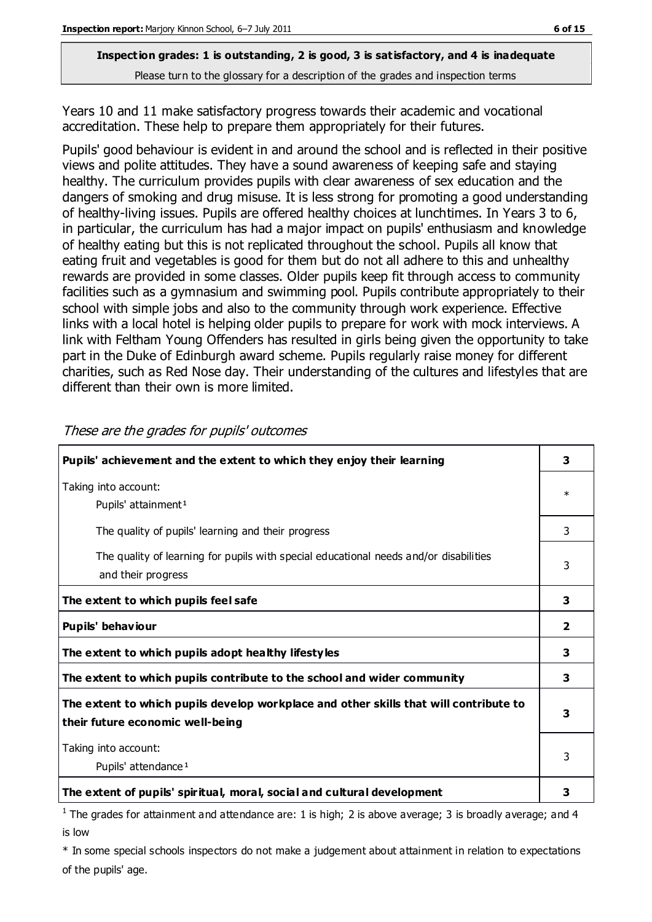**Inspection grades: 1 is outstanding, 2 is good, 3 is satisfactory, and 4 is inadequate**
Please turn to the glossary for a description of the grades and inspection terms

Years 10 and 11 make satisfactory progress towards their academic and vocational accreditation. These help to prepare them appropriately for their futures.

Pupils' good behaviour is evident in and around the school and is reflected in their positive views and polite attitudes. They have a sound awareness of keeping safe and staying healthy. The curriculum provides pupils with clear awareness of sex education and the dangers of smoking and drug misuse. It is less strong for promoting a good understanding of healthy-living issues. Pupils are offered healthy choices at lunchtimes. In Years 3 to 6, in particular, the curriculum has had a major impact on pupils' enthusiasm and knowledge of healthy eating but this is not replicated throughout the school. Pupils all know that eating fruit and vegetables is good for them but do not all adhere to this and unhealthy rewards are provided in some classes. Older pupils keep fit through access to community facilities such as a gymnasium and swimming pool. Pupils contribute appropriately to their school with simple jobs and also to the community through work experience. Effective links with a local hotel is helping older pupils to prepare for work with mock interviews. A link with Feltham Young Offenders has resulted in girls being given the opportunity to take part in the Duke of Edinburgh award scheme. Pupils regularly raise money for different charities, such as Red Nose day. Their understanding of the cultures and lifestyles that are different than their own is more limited.

*These are the grades for pupils' outcomes*

| | |
|---|---|
| **Pupils' achievement and the extent to which they enjoy their learning** | **3** |
| Taking into account:<br>Pupils' attainment[1] | * |
| The quality of pupils' learning and their progress | 3 |
| The quality of learning for pupils with special educational needs and/or disabilities and their progress | 3 |
| **The extent to which pupils feel safe** | **3** |
| **Pupils' behaviour** | **2** |
| **The extent to which pupils adopt healthy lifestyles** | **3** |
| **The extent to which pupils contribute to the school and wider community** | **3** |
| **The extent to which pupils develop workplace and other skills that will contribute to their future economic well-being** | **3** |
| Taking into account:<br>Pupils' attendance[1] | 3 |
| **The extent of pupils' spiritual, moral, social and cultural development** | **3** |

[1] The grades for attainment and attendance are: 1 is high; 2 is above average; 3 is broadly average; and 4 is low

* In some special schools inspectors do not make a judgement about attainment in relation to expectations of the pupils' age.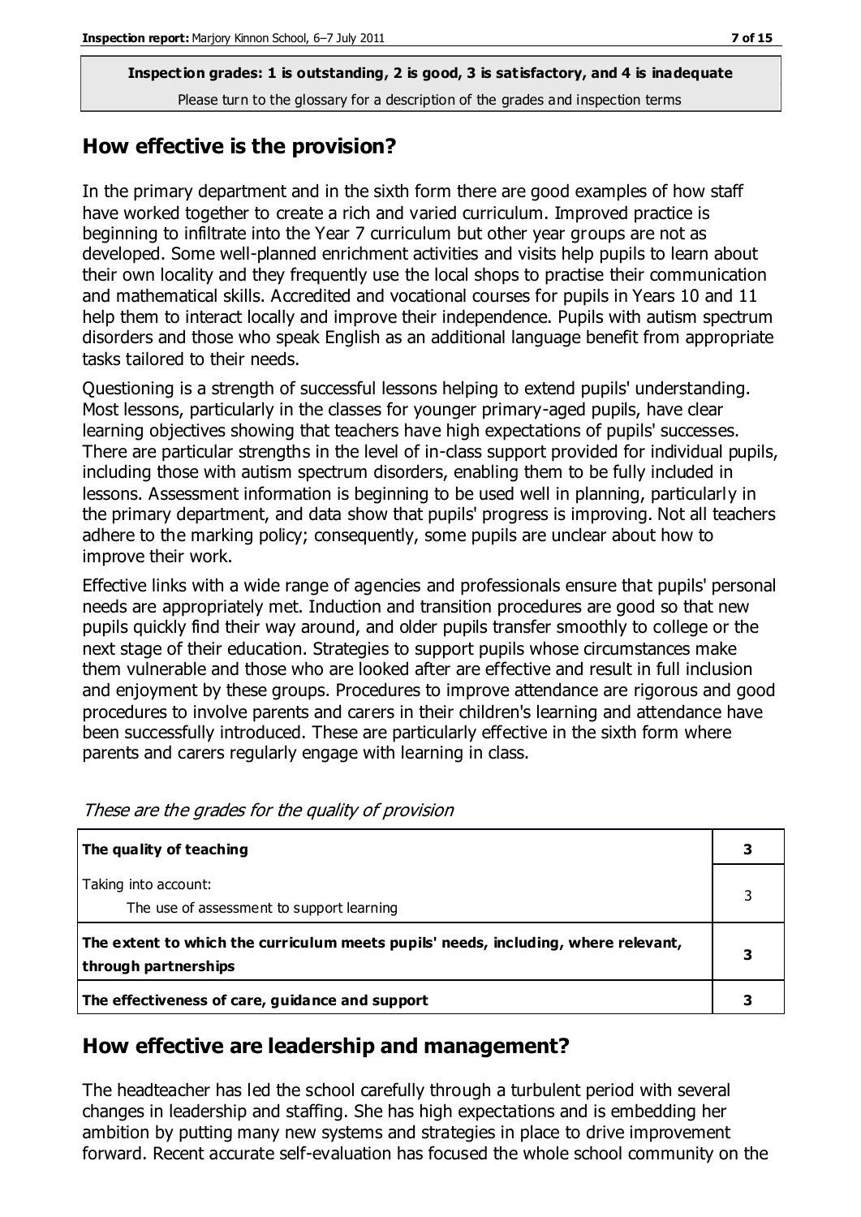**Inspection grades: 1 is outstanding, 2 is good, 3 is satisfactory, and 4 is inadequate**
Please turn to the glossary for a description of the grades and inspection terms

## How effective is the provision?

In the primary department and in the sixth form there are good examples of how staff have worked together to create a rich and varied curriculum. Improved practice is beginning to infiltrate into the Year 7 curriculum but other year groups are not as developed. Some well-planned enrichment activities and visits help pupils to learn about their own locality and they frequently use the local shops to practise their communication and mathematical skills. Accredited and vocational courses for pupils in Years 10 and 11 help them to interact locally and improve their independence. Pupils with autism spectrum disorders and those who speak English as an additional language benefit from appropriate tasks tailored to their needs.

Questioning is a strength of successful lessons helping to extend pupils' understanding. Most lessons, particularly in the classes for younger primary-aged pupils, have clear learning objectives showing that teachers have high expectations of pupils' successes. There are particular strengths in the level of in-class support provided for individual pupils, including those with autism spectrum disorders, enabling them to be fully included in lessons. Assessment information is beginning to be used well in planning, particularly in the primary department, and data show that pupils' progress is improving. Not all teachers adhere to the marking policy; consequently, some pupils are unclear about how to improve their work.

Effective links with a wide range of agencies and professionals ensure that pupils' personal needs are appropriately met. Induction and transition procedures are good so that new pupils quickly find their way around, and older pupils transfer smoothly to college or the next stage of their education. Strategies to support pupils whose circumstances make them vulnerable and those who are looked after are effective and result in full inclusion and enjoyment by these groups. Procedures to improve attendance are rigorous and good procedures to involve parents and carers in their children's learning and attendance have been successfully introduced. These are particularly effective in the sixth form where parents and carers regularly engage with learning in class.

*These are the grades for the quality of provision*

| | |
|---|---|
| **The quality of teaching** | **3** |
| Taking into account: The use of assessment to support learning | 3 |
| **The extent to which the curriculum meets pupils' needs, including, where relevant, through partnerships** | **3** |
| **The effectiveness of care, guidance and support** | **3** |

## How effective are leadership and management?

The headteacher has led the school carefully through a turbulent period with several changes in leadership and staffing. She has high expectations and is embedding her ambition by putting many new systems and strategies in place to drive improvement forward. Recent accurate self-evaluation has focused the whole school community on the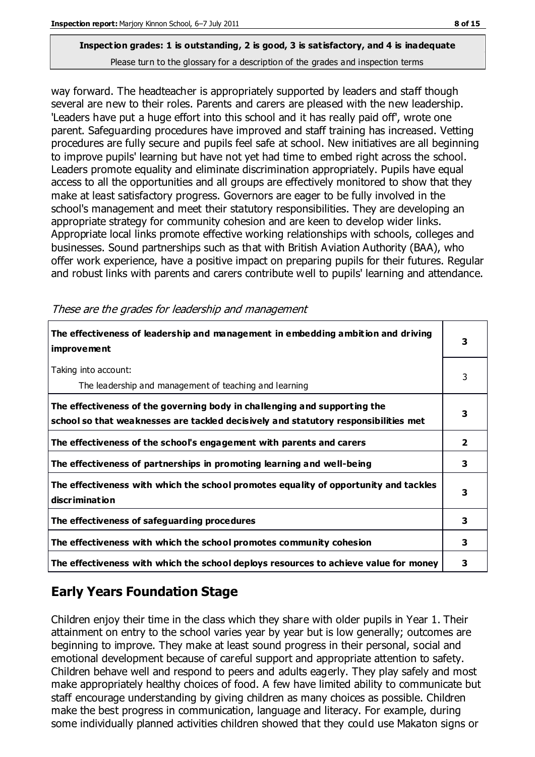way forward. The headteacher is appropriately supported by leaders and staff though several are new to their roles. Parents and carers are pleased with the new leadership. 'Leaders have put a huge effort into this school and it has really paid off', wrote one parent. Safeguarding procedures have improved and staff training has increased. Vetting procedures are fully secure and pupils feel safe at school. New initiatives are all beginning to improve pupils' learning but have not yet had time to embed right across the school. Leaders promote equality and eliminate discrimination appropriately. Pupils have equal access to all the opportunities and all groups are effectively monitored to show that they make at least satisfactory progress. Governors are eager to be fully involved in the school's management and meet their statutory responsibilities. They are developing an appropriate strategy for community cohesion and are keen to develop wider links. Appropriate local links promote effective working relationships with schools, colleges and businesses. Sound partnerships such as that with British Aviation Authority (BAA), who offer work experience, have a positive impact on preparing pupils for their futures. Regular and robust links with parents and carers contribute well to pupils' learning and attendance.

*These are the grades for leadership and management*

| | |
|---|---|
| **The effectiveness of leadership and management in embedding ambition and driving improvement** | **3** |
| Taking into account:<br>The leadership and management of teaching and learning | 3 |
| **The effectiveness of the governing body in challenging and supporting the school so that weaknesses are tackled decisively and statutory responsibilities met** | **3** |
| **The effectiveness of the school's engagement with parents and carers** | **2** |
| **The effectiveness of partnerships in promoting learning and well-being** | **3** |
| **The effectiveness with which the school promotes equality of opportunity and tackles discrimination** | **3** |
| **The effectiveness of safeguarding procedures** | **3** |
| **The effectiveness with which the school promotes community cohesion** | **3** |
| **The effectiveness with which the school deploys resources to achieve value for money** | **3** |

## Early Years Foundation Stage

Children enjoy their time in the class which they share with older pupils in Year 1. Their attainment on entry to the school varies year by year but is low generally; outcomes are beginning to improve. They make at least sound progress in their personal, social and emotional development because of careful support and appropriate attention to safety. Children behave well and respond to peers and adults eagerly. They play safely and most make appropriately healthy choices of food. A few have limited ability to communicate but staff encourage understanding by giving children as many choices as possible. Children make the best progress in communication, language and literacy. For example, during some individually planned activities children showed that they could use Makaton signs or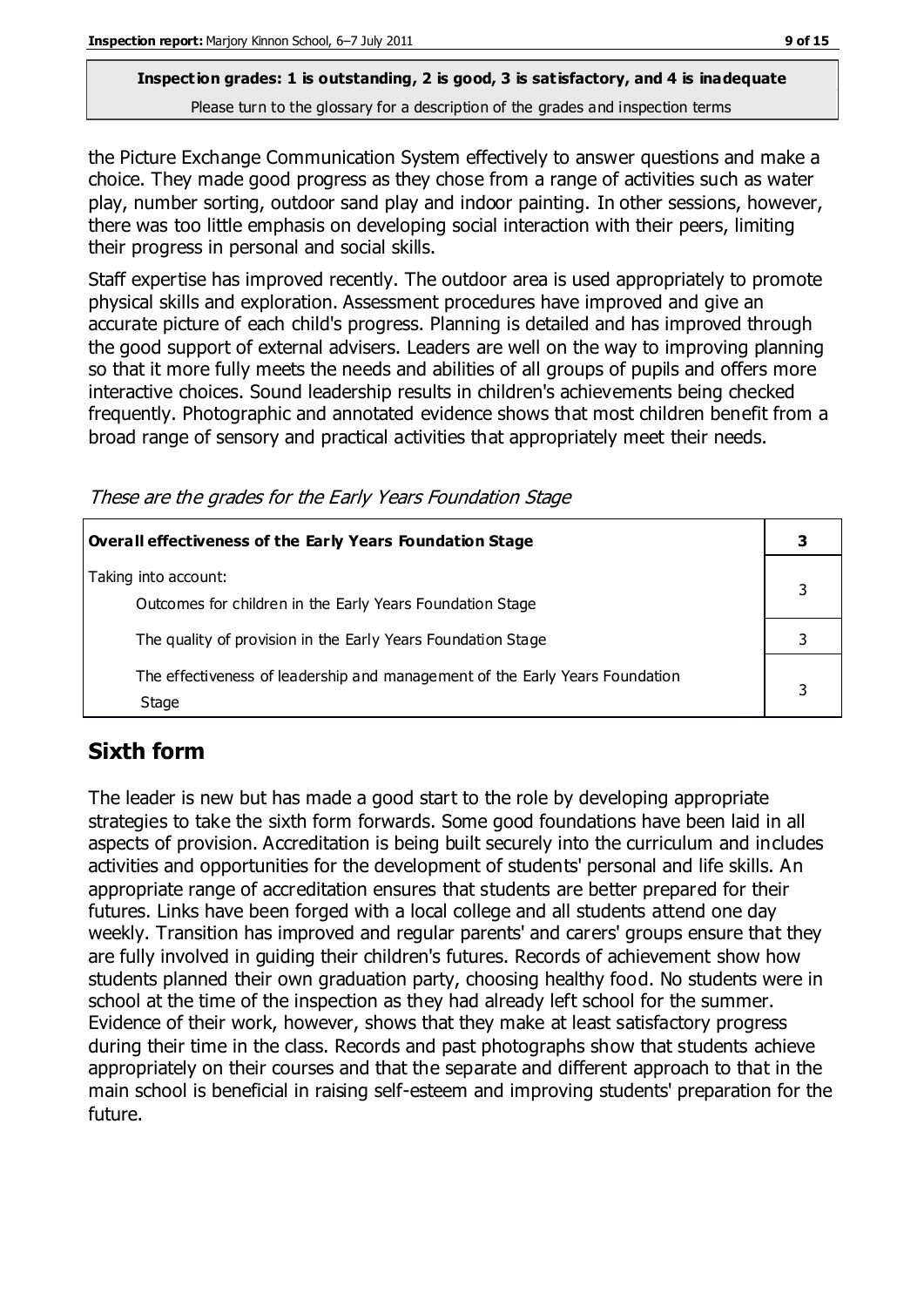the Picture Exchange Communication System effectively to answer questions and make a choice. They made good progress as they chose from a range of activities such as water play, number sorting, outdoor sand play and indoor painting. In other sessions, however, there was too little emphasis on developing social interaction with their peers, limiting their progress in personal and social skills.

Staff expertise has improved recently. The outdoor area is used appropriately to promote physical skills and exploration. Assessment procedures have improved and give an accurate picture of each child's progress. Planning is detailed and has improved through the good support of external advisers. Leaders are well on the way to improving planning so that it more fully meets the needs and abilities of all groups of pupils and offers more interactive choices. Sound leadership results in children's achievements being checked frequently. Photographic and annotated evidence shows that most children benefit from a broad range of sensory and practical activities that appropriately meet their needs.

*These are the grades for the Early Years Foundation Stage*

| **Overall effectiveness of the Early Years Foundation Stage** | **3** |
|---|---|
| Taking into account: Outcomes for children in the Early Years Foundation Stage | 3 |
| The quality of provision in the Early Years Foundation Stage | 3 |
| The effectiveness of leadership and management of the Early Years Foundation Stage | 3 |

## Sixth form

The leader is new but has made a good start to the role by developing appropriate strategies to take the sixth form forwards. Some good foundations have been laid in all aspects of provision. Accreditation is being built securely into the curriculum and includes activities and opportunities for the development of students' personal and life skills. An appropriate range of accreditation ensures that students are better prepared for their futures. Links have been forged with a local college and all students attend one day weekly. Transition has improved and regular parents' and carers' groups ensure that they are fully involved in guiding their children's futures. Records of achievement show how students planned their own graduation party, choosing healthy food. No students were in school at the time of the inspection as they had already left school for the summer. Evidence of their work, however, shows that they make at least satisfactory progress during their time in the class. Records and past photographs show that students achieve appropriately on their courses and that the separate and different approach to that in the main school is beneficial in raising self-esteem and improving students' preparation for the future.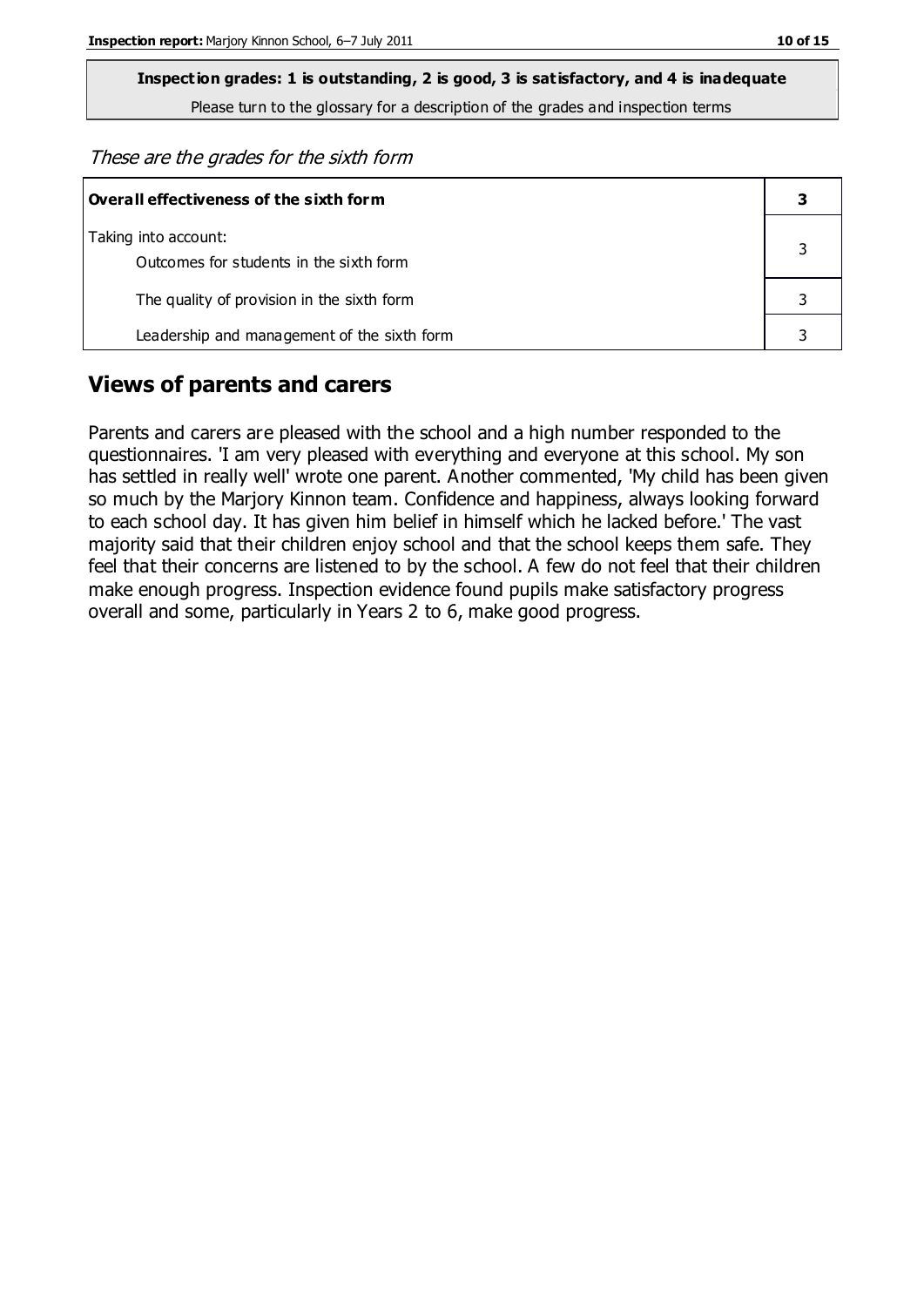**Inspection grades: 1 is outstanding, 2 is good, 3 is satisfactory, and 4 is inadequate**

Please turn to the glossary for a description of the grades and inspection terms

*These are the grades for the sixth form*

| **Overall effectiveness of the sixth form** | **3** |
|---|---|
| Taking into account:<br>Outcomes for students in the sixth form | 3 |
| The quality of provision in the sixth form | 3 |
| Leadership and management of the sixth form | 3 |

## Views of parents and carers

Parents and carers are pleased with the school and a high number responded to the questionnaires. 'I am very pleased with everything and everyone at this school. My son has settled in really well' wrote one parent. Another commented, 'My child has been given so much by the Marjory Kinnon team. Confidence and happiness, always looking forward to each school day. It has given him belief in himself which he lacked before.' The vast majority said that their children enjoy school and that the school keeps them safe. They feel that their concerns are listened to by the school. A few do not feel that their children make enough progress. Inspection evidence found pupils make satisfactory progress overall and some, particularly in Years 2 to 6, make good progress.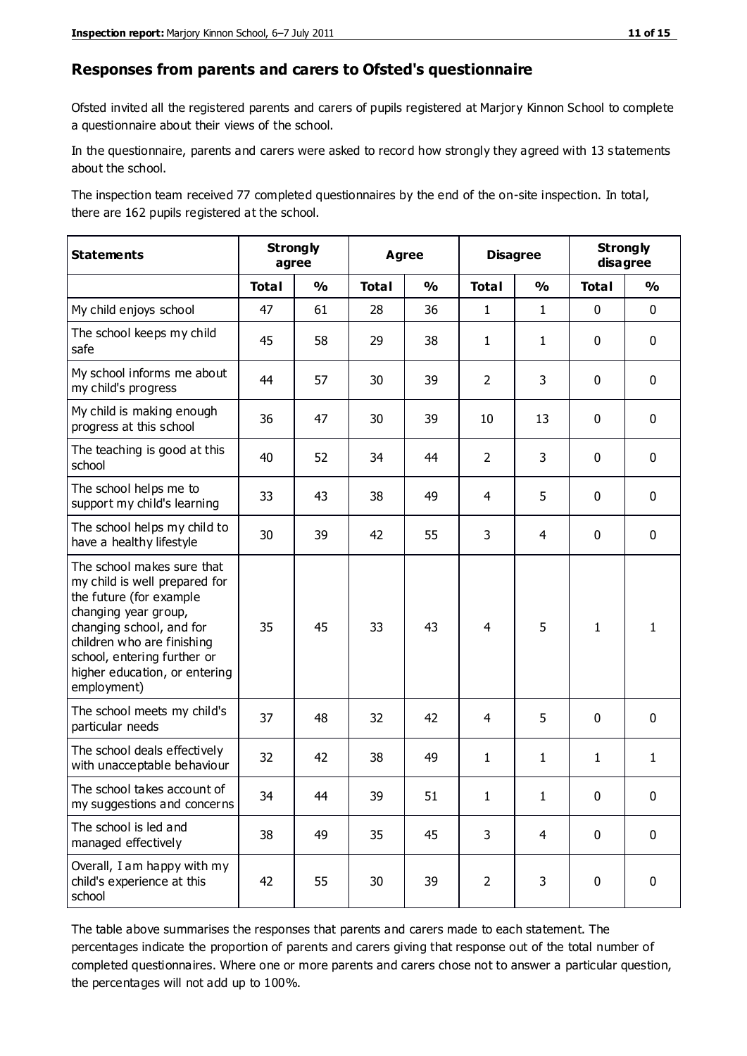## Responses from parents and carers to Ofsted's questionnaire

Ofsted invited all the registered parents and carers of pupils registered at Marjory Kinnon School to complete a questionnaire about their views of the school.

In the questionnaire, parents and carers were asked to record how strongly they agreed with 13 statements about the school.

The inspection team received 77 completed questionnaires by the end of the on-site inspection. In total, there are 162 pupils registered at the school.

| Statements | Strongly agree | | Agree | | Disagree | | Strongly disagree | |
|---|---|---|---|---|---|---|---|---|
| | Total | % | Total | % | Total | % | Total | % |
| My child enjoys school | 47 | 61 | 28 | 36 | 1 | 1 | 0 | 0 |
| The school keeps my child safe | 45 | 58 | 29 | 38 | 1 | 1 | 0 | 0 |
| My school informs me about my child's progress | 44 | 57 | 30 | 39 | 2 | 3 | 0 | 0 |
| My child is making enough progress at this school | 36 | 47 | 30 | 39 | 10 | 13 | 0 | 0 |
| The teaching is good at this school | 40 | 52 | 34 | 44 | 2 | 3 | 0 | 0 |
| The school helps me to support my child's learning | 33 | 43 | 38 | 49 | 4 | 5 | 0 | 0 |
| The school helps my child to have a healthy lifestyle | 30 | 39 | 42 | 55 | 3 | 4 | 0 | 0 |
| The school makes sure that my child is well prepared for the future (for example changing year group, changing school, and for children who are finishing school, entering further or higher education, or entering employment) | 35 | 45 | 33 | 43 | 4 | 5 | 1 | 1 |
| The school meets my child's particular needs | 37 | 48 | 32 | 42 | 4 | 5 | 0 | 0 |
| The school deals effectively with unacceptable behaviour | 32 | 42 | 38 | 49 | 1 | 1 | 1 | 1 |
| The school takes account of my suggestions and concerns | 34 | 44 | 39 | 51 | 1 | 1 | 0 | 0 |
| The school is led and managed effectively | 38 | 49 | 35 | 45 | 3 | 4 | 0 | 0 |
| Overall, I am happy with my child's experience at this school | 42 | 55 | 30 | 39 | 2 | 3 | 0 | 0 |

The table above summarises the responses that parents and carers made to each statement. The percentages indicate the proportion of parents and carers giving that response out of the total number of completed questionnaires. Where one or more parents and carers chose not to answer a particular question, the percentages will not add up to 100%.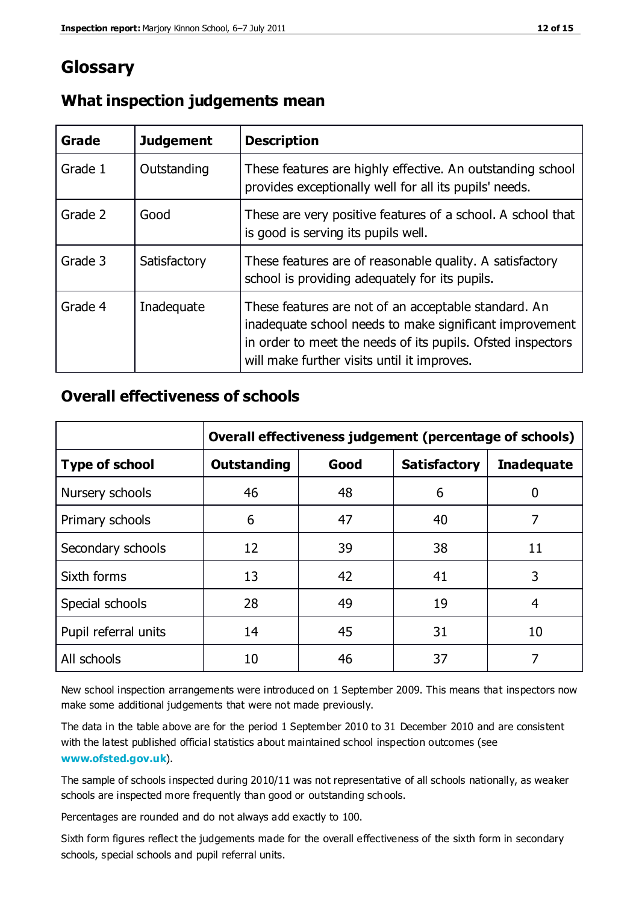# Glossary

## What inspection judgements mean

| Grade | Judgement | Description |
|---|---|---|
| Grade 1 | Outstanding | These features are highly effective. An outstanding school provides exceptionally well for all its pupils' needs. |
| Grade 2 | Good | These are very positive features of a school. A school that is good is serving its pupils well. |
| Grade 3 | Satisfactory | These features are of reasonable quality. A satisfactory school is providing adequately for its pupils. |
| Grade 4 | Inadequate | These features are not of an acceptable standard. An inadequate school needs to make significant improvement in order to meet the needs of its pupils. Ofsted inspectors will make further visits until it improves. |

## Overall effectiveness of schools

| | Overall effectiveness judgement (percentage of schools) | | | |
|---|---|---|---|---|
| **Type of school** | **Outstanding** | **Good** | **Satisfactory** | **Inadequate** |
| Nursery schools | 46 | 48 | 6 | 0 |
| Primary schools | 6 | 47 | 40 | 7 |
| Secondary schools | 12 | 39 | 38 | 11 |
| Sixth forms | 13 | 42 | 41 | 3 |
| Special schools | 28 | 49 | 19 | 4 |
| Pupil referral units | 14 | 45 | 31 | 10 |
| All schools | 10 | 46 | 37 | 7 |

New school inspection arrangements were introduced on 1 September 2009. This means that inspectors now make some additional judgements that were not made previously.

The data in the table above are for the period 1 September 2010 to 31 December 2010 and are consistent with the latest published official statistics about maintained school inspection outcomes (see **www.ofsted.gov.uk**).

The sample of schools inspected during 2010/11 was not representative of all schools nationally, as weaker schools are inspected more frequently than good or outstanding schools.

Percentages are rounded and do not always add exactly to 100.

Sixth form figures reflect the judgements made for the overall effectiveness of the sixth form in secondary schools, special schools and pupil referral units.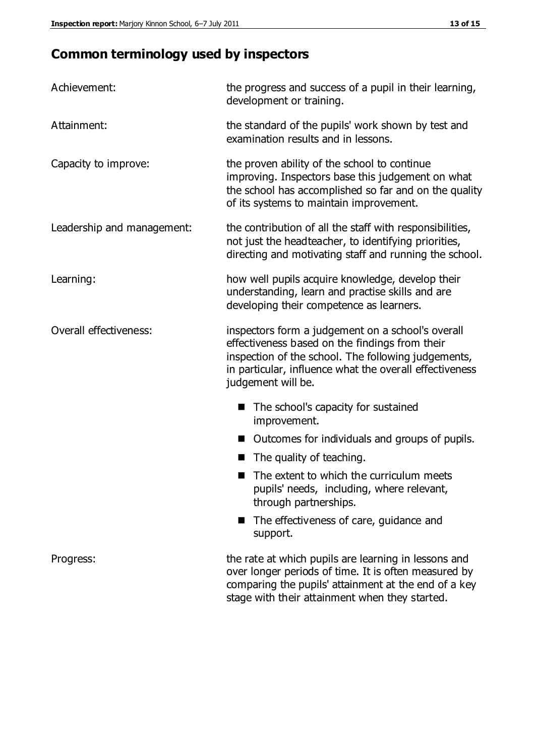## Common terminology used by inspectors

| | |
|---|---|
| Achievement: | the progress and success of a pupil in their learning, development or training. |
| Attainment: | the standard of the pupils' work shown by test and examination results and in lessons. |
| Capacity to improve: | the proven ability of the school to continue improving. Inspectors base this judgement on what the school has accomplished so far and on the quality of its systems to maintain improvement. |
| Leadership and management: | the contribution of all the staff with responsibilities, not just the headteacher, to identifying priorities, directing and motivating staff and running the school. |
| Learning: | how well pupils acquire knowledge, develop their understanding, learn and practise skills and are developing their competence as learners. |
| Overall effectiveness: | inspectors form a judgement on a school's overall effectiveness based on the findings from their inspection of the school. The following judgements, in particular, influence what the overall effectiveness judgement will be. <br>■ The school's capacity for sustained improvement. <br>■ Outcomes for individuals and groups of pupils. <br>■ The quality of teaching. <br>■ The extent to which the curriculum meets pupils' needs, including, where relevant, through partnerships. <br>■ The effectiveness of care, guidance and support. |
| Progress: | the rate at which pupils are learning in lessons and over longer periods of time. It is often measured by comparing the pupils' attainment at the end of a key stage with their attainment when they started. |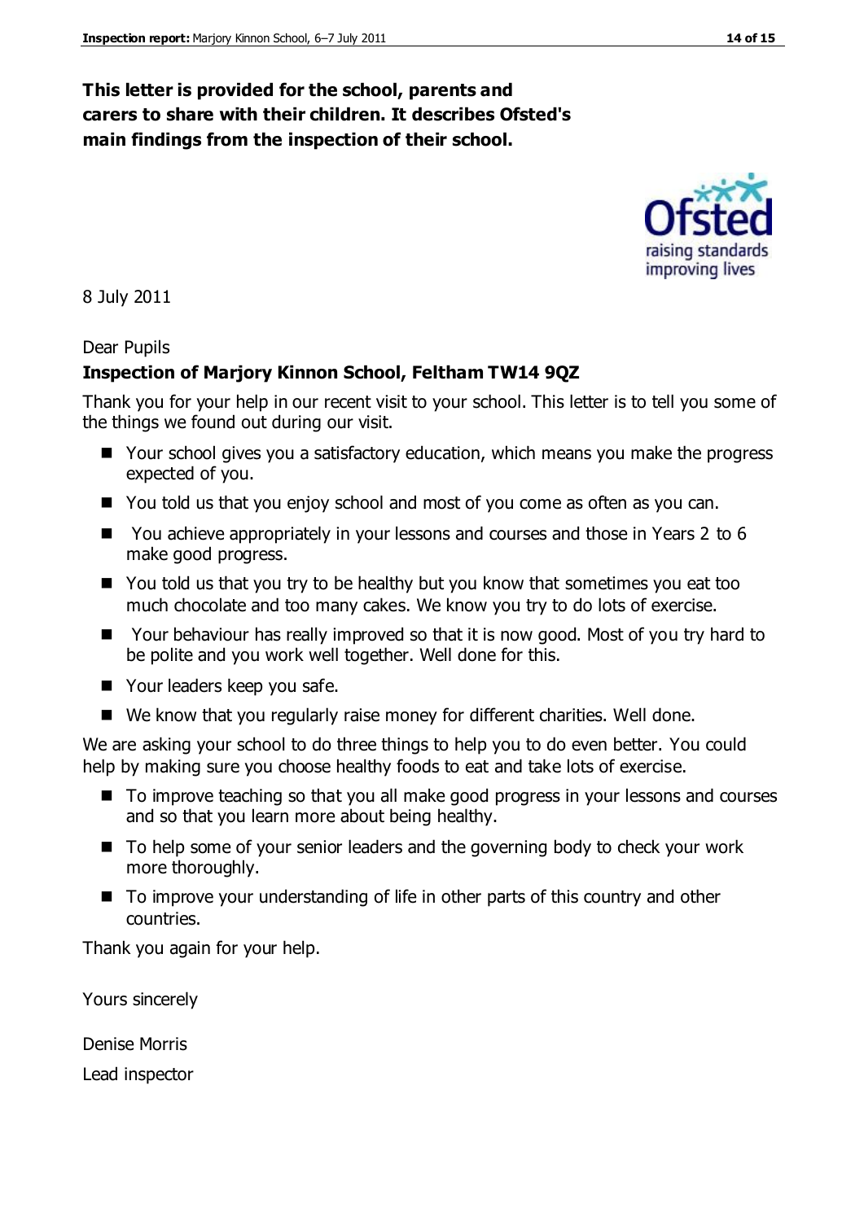**This letter is provided for the school, parents and carers to share with their children. It describes Ofsted's main findings from the inspection of their school.**

8 July 2011

Dear Pupils

**Inspection of Marjory Kinnon School, Feltham TW14 9QZ**

Thank you for your help in our recent visit to your school. This letter is to tell you some of the things we found out during our visit.

- Your school gives you a satisfactory education, which means you make the progress expected of you.
- You told us that you enjoy school and most of you come as often as you can.
- You achieve appropriately in your lessons and courses and those in Years 2 to 6 make good progress.
- You told us that you try to be healthy but you know that sometimes you eat too much chocolate and too many cakes. We know you try to do lots of exercise.
- Your behaviour has really improved so that it is now good. Most of you try hard to be polite and you work well together. Well done for this.
- Your leaders keep you safe.
- We know that you regularly raise money for different charities. Well done.

We are asking your school to do three things to help you to do even better. You could help by making sure you choose healthy foods to eat and take lots of exercise.

- To improve teaching so that you all make good progress in your lessons and courses and so that you learn more about being healthy.
- To help some of your senior leaders and the governing body to check your work more thoroughly.
- To improve your understanding of life in other parts of this country and other countries.

Thank you again for your help.

Yours sincerely

Denise Morris

Lead inspector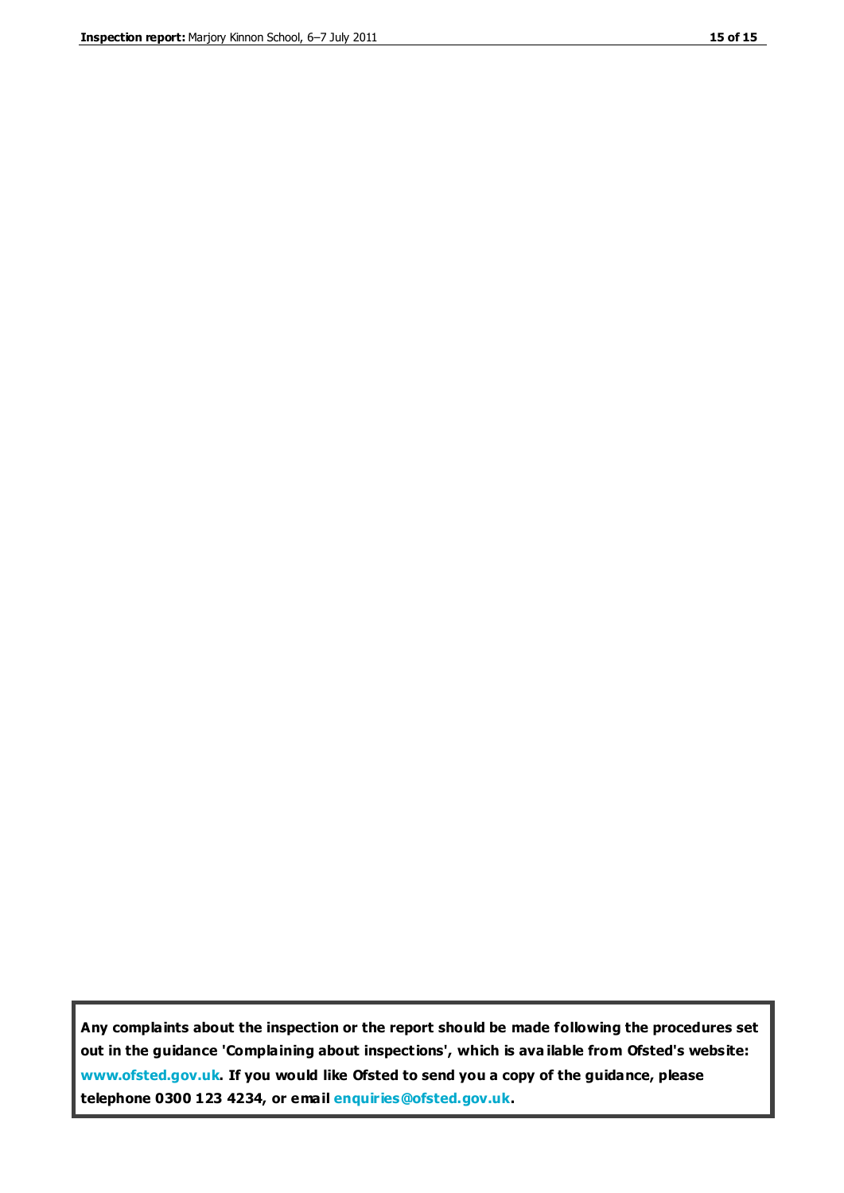**Any complaints about the inspection or the report should be made following the procedures set out in the guidance 'Complaining about inspections', which is available from Ofsted's website: www.ofsted.gov.uk. If you would like Ofsted to send you a copy of the guidance, please telephone 0300 123 4234, or email enquiries@ofsted.gov.uk.**